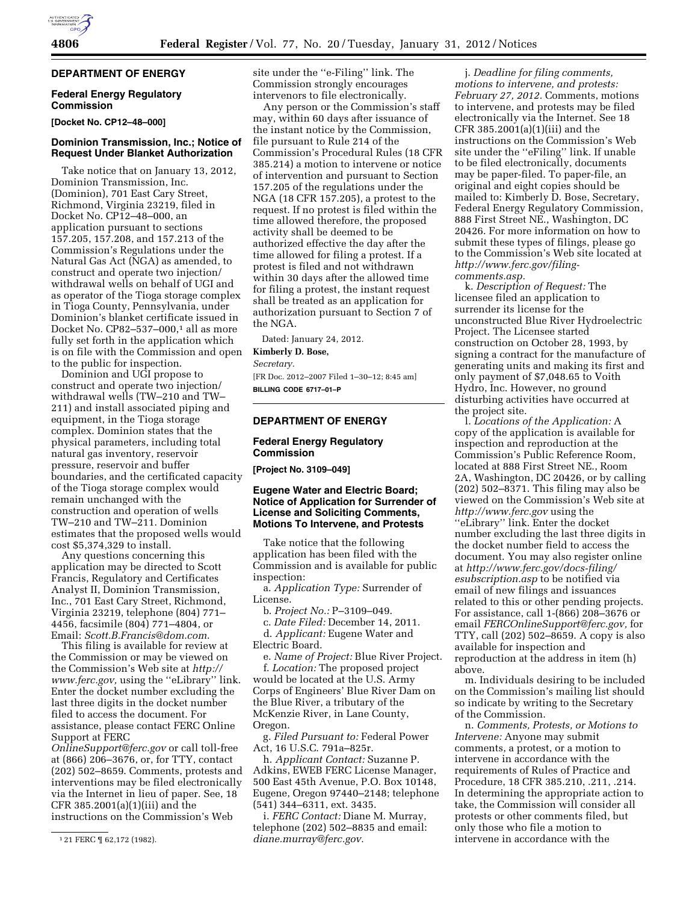## DEPARTMENT OF ENERGY

### Federal Energy Regulatory Commission

**[Docket No. CP12–48–000]**

### Dominion Transmission, Inc.; Notice of Request Under Blanket Authorization

Take notice that on January 13, 2012, Dominion Transmission, Inc. (Dominion), 701 East Cary Street, Richmond, Virginia 23219, filed in Docket No. CP12–48–000, an application pursuant to sections 157.205, 157.208, and 157.213 of the Commission's Regulations under the Natural Gas Act (NGA) as amended, to construct and operate two injection/withdrawal wells on behalf of UGI and as operator of the Tioga storage complex in Tioga County, Pennsylvania, under Dominion's blanket certificate issued in Docket No. CP82–537–000,[1] all as more fully set forth in the application which is on file with the Commission and open to the public for inspection.

Dominion and UGI propose to construct and operate two injection/withdrawal wells (TW–210 and TW–211) and install associated piping and equipment, in the Tioga storage complex. Dominion states that the physical parameters, including total natural gas inventory, reservoir pressure, reservoir and buffer boundaries, and the certificated capacity of the Tioga storage complex would remain unchanged with the construction and operation of wells TW–210 and TW–211. Dominion estimates that the proposed wells would cost $5,374,329 to install.

Any questions concerning this application may be directed to Scott Francis, Regulatory and Certificates Analyst II, Dominion Transmission, Inc., 701 East Cary Street, Richmond, Virginia 23219, telephone (804) 771–4456, facsimile (804) 771–4804, or Email: *Scott.B.Francis@dom.com*.

This filing is available for review at the Commission or may be viewed on the Commission's Web site at *http://www.ferc.gov*, using the "eLibrary" link. Enter the docket number excluding the last three digits in the docket number filed to access the document. For assistance, please contact FERC Online Support at FERC *OnlineSupport@ferc.gov* or call toll-free at (866) 206–3676, or, for TTY, contact (202) 502–8659. Comments, protests and interventions may be filed electronically via the Internet in lieu of paper. See, 18 CFR 385.2001(a)(1)(iii) and the instructions on the Commission's Web site under the "e-Filing" link. The Commission strongly encourages intervenors to file electronically.

Any person or the Commission's staff may, within 60 days after issuance of the instant notice by the Commission, file pursuant to Rule 214 of the Commission's Procedural Rules (18 CFR 385.214) a motion to intervene or notice of intervention and pursuant to Section 157.205 of the regulations under the NGA (18 CFR 157.205), a protest to the request. If no protest is filed within the time allowed therefore, the proposed activity shall be deemed to be authorized effective the day after the time allowed for filing a protest. If a protest is filed and not withdrawn within 30 days after the allowed time for filing a protest, the instant request shall be treated as an application for authorization pursuant to Section 7 of the NGA.

Dated: January 24, 2012.

**Kimberly D. Bose,**

*Secretary.*

[FR Doc. 2012–2007 Filed 1–30–12; 8:45 am]

**BILLING CODE 6717–01–P**

[1] 21 FERC ¶ 62,172 (1982).

## DEPARTMENT OF ENERGY

### Federal Energy Regulatory Commission

**[Project No. 3109–049]**

### Eugene Water and Electric Board; Notice of Application for Surrender of License and Soliciting Comments, Motions To Intervene, and Protests

Take notice that the following application has been filed with the Commission and is available for public inspection:

a. *Application Type:* Surrender of License.

b. *Project No.:* P–3109–049.

c. *Date Filed:* December 14, 2011.

d. *Applicant:* Eugene Water and Electric Board.

e. *Name of Project:* Blue River Project.

f. *Location:* The proposed project would be located at the U.S. Army Corps of Engineers' Blue River Dam on the Blue River, a tributary of the McKenzie River, in Lane County, Oregon.

g. *Filed Pursuant to:* Federal Power Act, 16 U.S.C. 791a–825r.

h. *Applicant Contact:* Suzanne P. Adkins, EWEB FERC License Manager, 500 East 45th Avenue, P.O. Box 10148, Eugene, Oregon 97440–2148; telephone (541) 344–6311, ext. 3435.

i. *FERC Contact:* Diane M. Murray, telephone (202) 502–8835 and email: *diane.murray@ferc.gov*.

j. *Deadline for filing comments, motions to intervene, and protests: February 27, 2012.* Comments, motions to intervene, and protests may be filed electronically via the Internet. See 18 CFR 385.2001(a)(1)(iii) and the instructions on the Commission's Web site under the "eFiling" link. If unable to be filed electronically, documents may be paper-filed. To paper-file, an original and eight copies should be mailed to: Kimberly D. Bose, Secretary, Federal Energy Regulatory Commission, 888 First Street NE., Washington, DC 20426. For more information on how to submit these types of filings, please go to the Commission's Web site located at *http://www.ferc.gov/filing-comments.asp.*

k. *Description of Request:* The licensee filed an application to surrender its license for the unconstructed Blue River Hydroelectric Project. The Licensee started construction on October 28, 1993, by signing a contract for the manufacture of generating units and making its first and only payment of $7,048.65 to Voith Hydro, Inc. However, no ground disturbing activities have occurred at the project site.

l. *Locations of the Application:* A copy of the application is available for inspection and reproduction at the Commission's Public Reference Room, located at 888 First Street NE., Room 2A, Washington, DC 20426, or by calling (202) 502–8371. This filing may also be viewed on the Commission's Web site at *http://www.ferc.gov* using the "eLibrary" link. Enter the docket number excluding the last three digits in the docket number field to access the document. You may also register online at *http://www.ferc.gov/docs-filing/esubscription.asp* to be notified via email of new filings and issuances related to this or other pending projects. For assistance, call 1-(866) 208–3676 or email *FERCOnlineSupport@ferc.gov,* for TTY, call (202) 502–8659. A copy is also available for inspection and reproduction at the address in item (h) above.

m. Individuals desiring to be included on the Commission's mailing list should so indicate by writing to the Secretary of the Commission.

n. *Comments, Protests, or Motions to Intervene:* Anyone may submit comments, a protest, or a motion to intervene in accordance with the requirements of Rules of Practice and Procedure, 18 CFR 385.210, .211, .214. In determining the appropriate action to take, the Commission will consider all protests or other comments filed, but only those who file a motion to intervene in accordance with the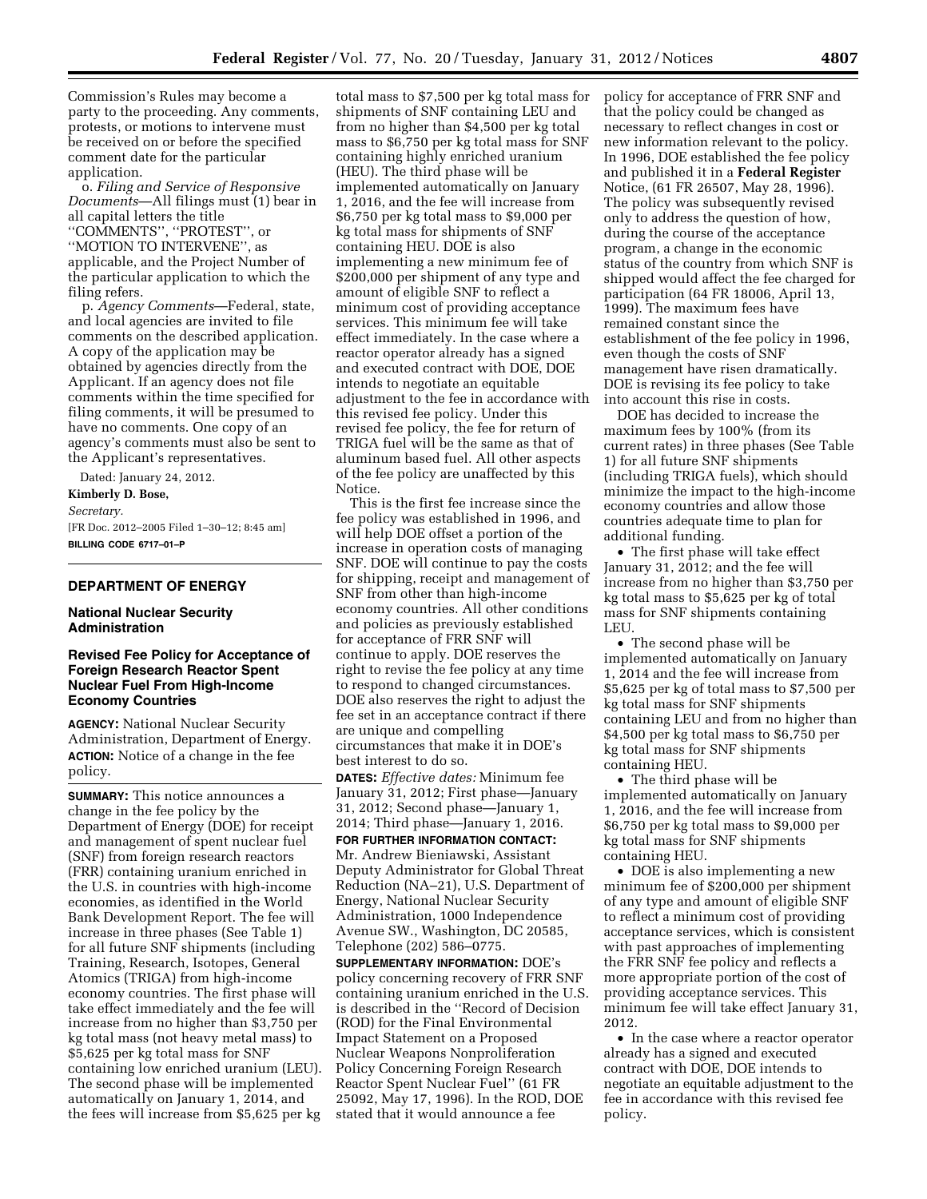Commission's Rules may become a party to the proceeding. Any comments, protests, or motions to intervene must be received on or before the specified comment date for the particular application.

o. *Filing and Service of Responsive Documents*—All filings must (1) bear in all capital letters the title ''COMMENTS'', ''PROTEST'', or ''MOTION TO INTERVENE'', as applicable, and the Project Number of the particular application to which the filing refers.

p. *Agency Comments*—Federal, state, and local agencies are invited to file comments on the described application. A copy of the application may be obtained by agencies directly from the Applicant. If an agency does not file comments within the time specified for filing comments, it will be presumed to have no comments. One copy of an agency's comments must also be sent to the Applicant's representatives.

Dated: January 24, 2012.

**Kimberly D. Bose,**

*Secretary.*

[FR Doc. 2012–2005 Filed 1–30–12; 8:45 am]

**BILLING CODE 6717–01–P**

## DEPARTMENT OF ENERGY

### National Nuclear Security Administration

### Revised Fee Policy for Acceptance of Foreign Research Reactor Spent Nuclear Fuel From High-Income Economy Countries

**AGENCY:** National Nuclear Security Administration, Department of Energy.

**ACTION:** Notice of a change in the fee policy.

**SUMMARY:** This notice announces a change in the fee policy by the Department of Energy (DOE) for receipt and management of spent nuclear fuel (SNF) from foreign research reactors (FRR) containing uranium enriched in the U.S. in countries with high-income economies, as identified in the World Bank Development Report. The fee will increase in three phases (See Table 1) for all future SNF shipments (including Training, Research, Isotopes, General Atomics (TRIGA) from high-income economy countries. The first phase will take effect immediately and the fee will increase from no higher than $3,750 per kg total mass (not heavy metal mass) to $5,625 per kg total mass for SNF containing low enriched uranium (LEU). The second phase will be implemented automatically on January 1, 2014, and the fees will increase from $5,625 per kg total mass to $7,500 per kg total mass for shipments of SNF containing LEU and from no higher than $4,500 per kg total mass to $6,750 per kg total mass for SNF containing highly enriched uranium (HEU). The third phase will be implemented automatically on January 1, 2016, and the fee will increase from $6,750 per kg total mass to $9,000 per kg total mass for shipments of SNF containing HEU. DOE is also implementing a new minimum fee of $200,000 per shipment of any type and amount of eligible SNF to reflect a minimum cost of providing acceptance services. This minimum fee will take effect immediately. In the case where a reactor operator already has a signed and executed contract with DOE, DOE intends to negotiate an equitable adjustment to the fee in accordance with this revised fee policy. Under this revised fee policy, the fee for return of TRIGA fuel will be the same as that of aluminum based fuel. All other aspects of the fee policy are unaffected by this Notice.

This is the first fee increase since the fee policy was established in 1996, and will help DOE offset a portion of the increase in operation costs of managing SNF. DOE will continue to pay the costs for shipping, receipt and management of SNF from other than high-income economy countries. All other conditions and policies as previously established for acceptance of FRR SNF will continue to apply. DOE reserves the right to revise the fee policy at any time to respond to changed circumstances. DOE also reserves the right to adjust the fee set in an acceptance contract if there are unique and compelling circumstances that make it in DOE's best interest to do so.

**DATES:** *Effective dates:* Minimum fee January 31, 2012; First phase—January 31, 2012; Second phase—January 1, 2014; Third phase—January 1, 2016.

**FOR FURTHER INFORMATION CONTACT:** Mr. Andrew Bieniawski, Assistant Deputy Administrator for Global Threat Reduction (NA–21), U.S. Department of Energy, National Nuclear Security Administration, 1000 Independence Avenue SW., Washington, DC 20585, Telephone (202) 586–0775.

**SUPPLEMENTARY INFORMATION:** DOE's policy concerning recovery of FRR SNF containing uranium enriched in the U.S. is described in the ''Record of Decision (ROD) for the Final Environmental Impact Statement on a Proposed Nuclear Weapons Nonproliferation Policy Concerning Foreign Research Reactor Spent Nuclear Fuel'' (61 FR 25092, May 17, 1996). In the ROD, DOE stated that it would announce a fee policy for acceptance of FRR SNF and that the policy could be changed as necessary to reflect changes in cost or new information relevant to the policy. In 1996, DOE established the fee policy and published it in a **Federal Register** Notice, (61 FR 26507, May 28, 1996). The policy was subsequently revised only to address the question of how, during the course of the acceptance program, a change in the economic status of the country from which SNF is shipped would affect the fee charged for participation (64 FR 18006, April 13, 1999). The maximum fees have remained constant since the establishment of the fee policy in 1996, even though the costs of SNF management have risen dramatically. DOE is revising its fee policy to take into account this rise in costs.

DOE has decided to increase the maximum fees by 100% (from its current rates) in three phases (See Table 1) for all future SNF shipments (including TRIGA fuels), which should minimize the impact to the high-income economy countries and allow those countries adequate time to plan for additional funding.

- The first phase will take effect January 31, 2012; and the fee will increase from no higher than $3,750 per kg total mass to $5,625 per kg of total mass for SNF shipments containing LEU.
- The second phase will be implemented automatically on January 1, 2014 and the fee will increase from $5,625 per kg of total mass to $7,500 per kg total mass for SNF shipments containing LEU and from no higher than $4,500 per kg total mass to $6,750 per kg total mass for SNF shipments containing HEU.
- The third phase will be implemented automatically on January 1, 2016, and the fee will increase from $6,750 per kg total mass to $9,000 per kg total mass for SNF shipments containing HEU.
- DOE is also implementing a new minimum fee of $200,000 per shipment of any type and amount of eligible SNF to reflect a minimum cost of providing acceptance services, which is consistent with past approaches of implementing the FRR SNF fee policy and reflects a more appropriate portion of the cost of providing acceptance services. This minimum fee will take effect January 31, 2012.
- In the case where a reactor operator already has a signed and executed contract with DOE, DOE intends to negotiate an equitable adjustment to the fee in accordance with this revised fee policy.